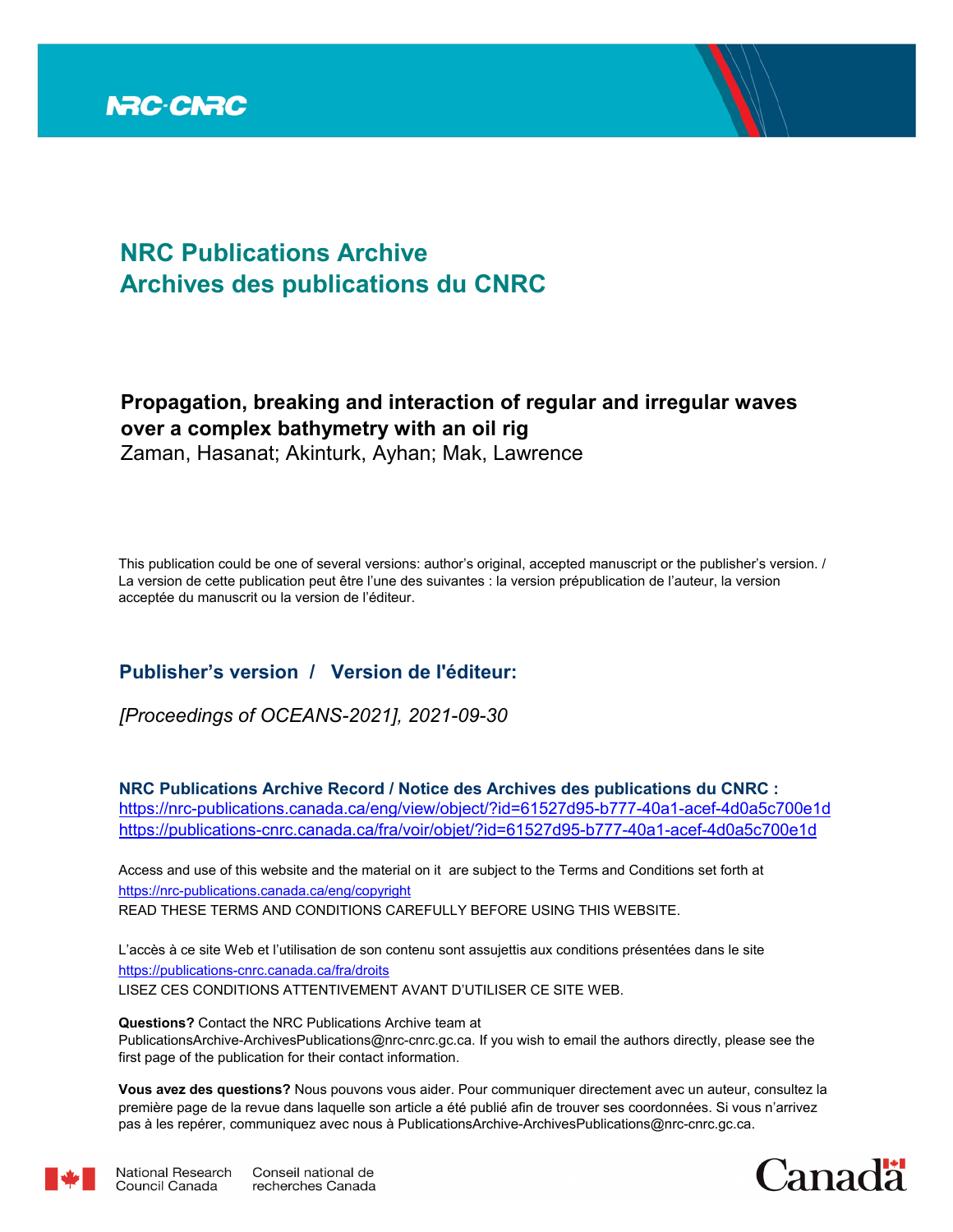NRC·CNRC

# NRC Publications Archive
# Archives des publications du CNRC

**Propagation, breaking and interaction of regular and irregular waves over a complex bathymetry with an oil rig**

Zaman, Hasanat; Akinturk, Ayhan; Mak, Lawrence

This publication could be one of several versions: author's original, accepted manuscript or the publisher's version. / La version de cette publication peut être l'une des suivantes : la version prépublication de l'auteur, la version acceptée du manuscrit ou la version de l'éditeur.

## Publisher's version / Version de l'éditeur:

*[Proceedings of OCEANS-2021], 2021-09-30*

**NRC Publications Archive Record / Notice des Archives des publications du CNRC :**
https://nrc-publications.canada.ca/eng/view/object/?id=61527d95-b777-40a1-acef-4d0a5c700e1d
https://publications-cnrc.canada.ca/fra/voir/objet/?id=61527d95-b777-40a1-acef-4d0a5c700e1d

Access and use of this website and the material on it are subject to the Terms and Conditions set forth at
https://nrc-publications.canada.ca/eng/copyright
READ THESE TERMS AND CONDITIONS CAREFULLY BEFORE USING THIS WEBSITE.

L'accès à ce site Web et l'utilisation de son contenu sont assujettis aux conditions présentées dans le site
https://publications-cnrc.canada.ca/fra/droits
LISEZ CES CONDITIONS ATTENTIVEMENT AVANT D'UTILISER CE SITE WEB.

**Questions?** Contact the NRC Publications Archive team at
PublicationsArchive-ArchivesPublications@nrc-cnrc.gc.ca. If you wish to email the authors directly, please see the first page of the publication for their contact information.

**Vous avez des questions?** Nous pouvons vous aider. Pour communiquer directement avec un auteur, consultez la première page de la revue dans laquelle son article a été publié afin de trouver ses coordonnées. Si vous n'arrivez pas à les repérer, communiquez avec nous à PublicationsArchive-ArchivesPublications@nrc-cnrc.gc.ca.

National Research Council Canada | Conseil national de recherches Canada

Canada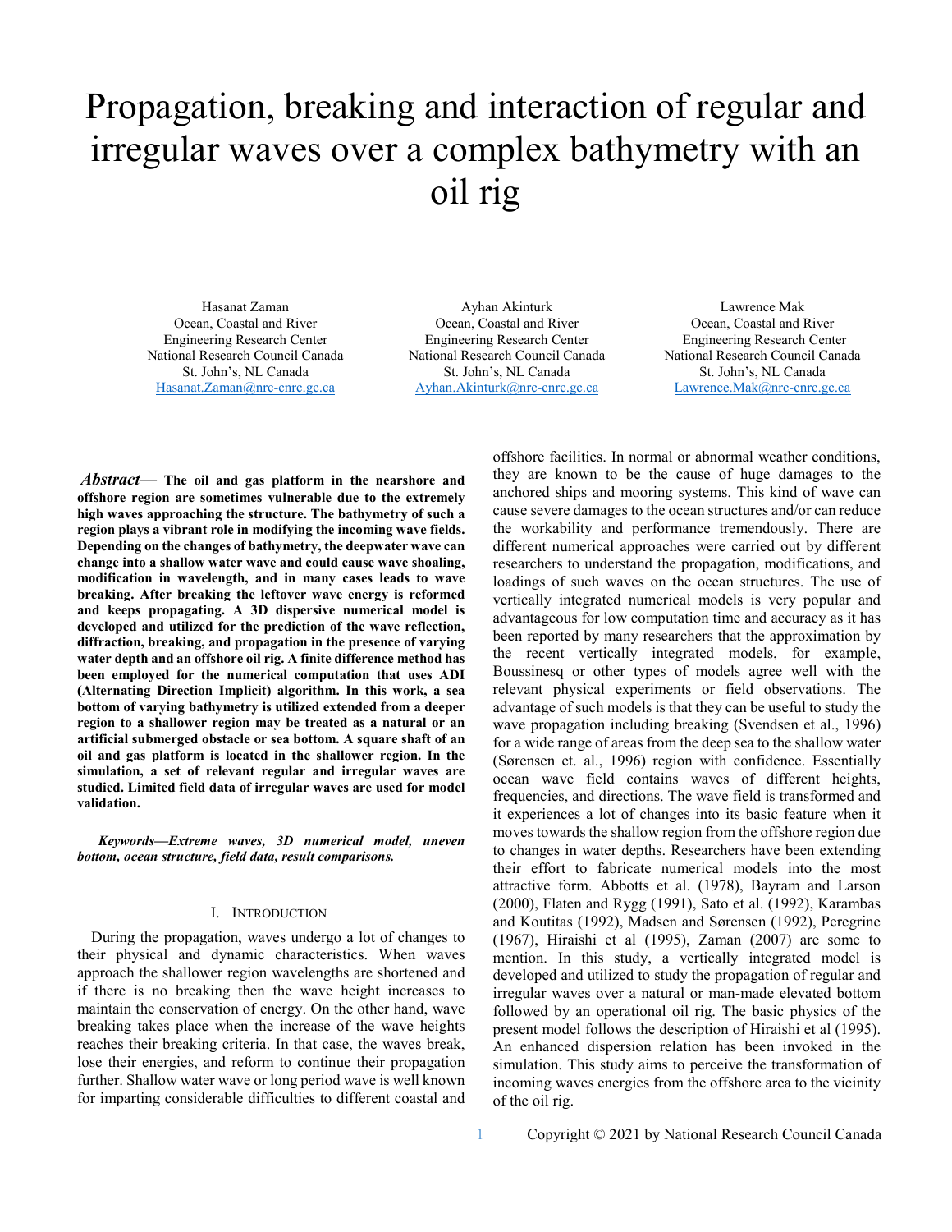# Propagation, breaking and interaction of regular and irregular waves over a complex bathymetry with an oil rig

Hasanat Zaman
Ocean, Coastal and River
Engineering Research Center
National Research Council Canada
St. John's, NL Canada
Hasanat.Zaman@nrc-cnrc.gc.ca

Ayhan Akinturk
Ocean, Coastal and River
Engineering Research Center
National Research Council Canada
St. John's, NL Canada
Ayhan.Akinturk@nrc-cnrc.gc.ca

Lawrence Mak
Ocean, Coastal and River
Engineering Research Center
National Research Council Canada
St. John's, NL Canada
Lawrence.Mak@nrc-cnrc.gc.ca

***Abstract*— The oil and gas platform in the nearshore and offshore region are sometimes vulnerable due to the extremely high waves approaching the structure. The bathymetry of such a region plays a vibrant role in modifying the incoming wave fields. Depending on the changes of bathymetry, the deepwater wave can change into a shallow water wave and could cause wave shoaling, modification in wavelength, and in many cases leads to wave breaking. After breaking the leftover wave energy is reformed and keeps propagating. A 3D dispersive numerical model is developed and utilized for the prediction of the wave reflection, diffraction, breaking, and propagation in the presence of varying water depth and an offshore oil rig. A finite difference method has been employed for the numerical computation that uses ADI (Alternating Direction Implicit) algorithm. In this work, a sea bottom of varying bathymetry is utilized extended from a deeper region to a shallower region may be treated as a natural or an artificial submerged obstacle or sea bottom. A square shaft of an oil and gas platform is located in the shallower region. In the simulation, a set of relevant regular and irregular waves are studied. Limited field data of irregular waves are used for model validation.**

***Keywords—Extreme waves, 3D numerical model, uneven bottom, ocean structure, field data, result comparisons.***

## I. Introduction

During the propagation, waves undergo a lot of changes to their physical and dynamic characteristics. When waves approach the shallower region wavelengths are shortened and if there is no breaking then the wave height increases to maintain the conservation of energy. On the other hand, wave breaking takes place when the increase of the wave heights reaches their breaking criteria. In that case, the waves break, lose their energies, and reform to continue their propagation further. Shallow water wave or long period wave is well known for imparting considerable difficulties to different coastal and offshore facilities. In normal or abnormal weather conditions, they are known to be the cause of huge damages to the anchored ships and mooring systems. This kind of wave can cause severe damages to the ocean structures and/or can reduce the workability and performance tremendously. There are different numerical approaches were carried out by different researchers to understand the propagation, modifications, and loadings of such waves on the ocean structures. The use of vertically integrated numerical models is very popular and advantageous for low computation time and accuracy as it has been reported by many researchers that the approximation by the recent vertically integrated models, for example, Boussinesq or other types of models agree well with the relevant physical experiments or field observations. The advantage of such models is that they can be useful to study the wave propagation including breaking (Svendsen et al., 1996) for a wide range of areas from the deep sea to the shallow water (Sørensen et. al., 1996) region with confidence. Essentially ocean wave field contains waves of different heights, frequencies, and directions. The wave field is transformed and it experiences a lot of changes into its basic feature when it moves towards the shallow region from the offshore region due to changes in water depths. Researchers have been extending their effort to fabricate numerical models into the most attractive form. Abbotts et al. (1978), Bayram and Larson (2000), Flaten and Rygg (1991), Sato et al. (1992), Karambas and Koutitas (1992), Madsen and Sørensen (1992), Peregrine (1967), Hiraishi et al (1995), Zaman (2007) are some to mention. In this study, a vertically integrated model is developed and utilized to study the propagation of regular and irregular waves over a natural or man-made elevated bottom followed by an operational oil rig. The basic physics of the present model follows the description of Hiraishi et al (1995). An enhanced dispersion relation has been invoked in the simulation. This study aims to perceive the transformation of incoming waves energies from the offshore area to the vicinity of the oil rig.

Copyright © 2021 by National Research Council Canada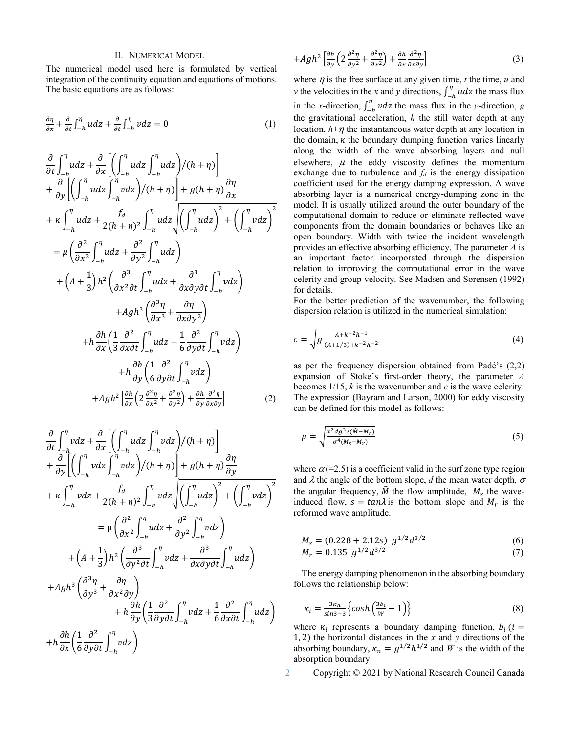## II. Numerical Model

The numerical model used here is formulated by vertical integration of the continuity equation and equations of motions. The basic equations are as follows:

$$\frac{\partial \eta}{\partial x} + \frac{\partial}{\partial t}\int_{-h}^{\eta} udz + \frac{\partial}{\partial t}\int_{-h}^{\eta} vdz = 0 \tag{1}$$

$$\begin{aligned}
&\frac{\partial}{\partial t}\int_{-h}^{\eta} udz + \frac{\partial}{\partial x}\left[\left(\int_{-h}^{\eta} udz \int_{-h}^{\eta} udz\right)/(h+\eta)\right] \\
&+ \frac{\partial}{\partial y}\left[\left(\int_{-h}^{\eta} udz \int_{-h}^{\eta} vdz\right)/(h+\eta)\right] + g(h+\eta)\frac{\partial \eta}{\partial x} \\
&+ \kappa \int_{-h}^{\eta} udz + \frac{f_d}{2(h+\eta)^2}\int_{-h}^{\eta} udz \sqrt{\left(\int_{-h}^{\eta} udz\right)^2 + \left(\int_{-h}^{\eta} vdz\right)^2} \\
&= \mu\left(\frac{\partial^2}{\partial x^2}\int_{-h}^{\eta} udz + \frac{\partial^2}{\partial y^2}\int_{-h}^{\eta} udz\right) \\
&+ \left(A + \frac{1}{3}\right)h^2\left(\frac{\partial^3}{\partial x^2 \partial t}\int_{-h}^{\eta} udz + \frac{\partial^3}{\partial x \partial y \partial t}\int_{-h}^{\eta} vdz\right) \\
&+ Agh^3\left(\frac{\partial^3 \eta}{\partial x^3} + \frac{\partial \eta}{\partial x \partial y^2}\right) \\
&+ h\frac{\partial h}{\partial x}\left(\frac{1}{3}\frac{\partial^2}{\partial x \partial t}\int_{-h}^{\eta} udz + \frac{1}{6}\frac{\partial^2}{\partial y \partial t}\int_{-h}^{\eta} vdz\right) \\
&+ h\frac{\partial h}{\partial y}\left(\frac{1}{6}\frac{\partial^2}{\partial y \partial t}\int_{-h}^{\eta} vdz\right) \\
&+ Agh^2\left[\frac{\partial h}{\partial x}\left(2\frac{\partial^2 \eta}{\partial x^2} + \frac{\partial^2 \eta}{\partial y^2}\right) + \frac{\partial h}{\partial y}\frac{\partial^2 \eta}{\partial x \partial y}\right]
\end{aligned} \tag{2}$$

$$\begin{aligned}
&\frac{\partial}{\partial t}\int_{-h}^{\eta} vdz + \frac{\partial}{\partial x}\left[\left(\int_{-h}^{\eta} udz \int_{-h}^{\eta} vdz\right)/(h+\eta)\right] \\
&+ \frac{\partial}{\partial y}\left[\left(\int_{-h}^{\eta} vdz \int_{-h}^{\eta} vdz\right)/(h+\eta)\right] + g(h+\eta)\frac{\partial \eta}{\partial y} \\
&+ \kappa \int_{-h}^{\eta} vdz + \frac{f_d}{2(h+\eta)^2}\int_{-h}^{\eta} vdz \sqrt{\left(\int_{-h}^{\eta} udz\right)^2 + \left(\int_{-h}^{\eta} vdz\right)^2} \\
&= \mu\left(\frac{\partial^2}{\partial x^2}\int_{-h}^{\eta} udz + \frac{\partial^2}{\partial y^2}\int_{-h}^{\eta} vdz\right) \\
&+ \left(A + \frac{1}{3}\right)h^2\left(\frac{\partial^3}{\partial y^2 \partial t}\int_{-h}^{\eta} vdz + \frac{\partial^3}{\partial x \partial y \partial t}\int_{-h}^{\eta} udz\right) \\
&+ Agh^3\left(\frac{\partial^3 \eta}{\partial y^3} + \frac{\partial \eta}{\partial x^2 \partial y}\right) \\
&+ h\frac{\partial h}{\partial y}\left(\frac{1}{3}\frac{\partial^2}{\partial y \partial t}\int_{-h}^{\eta} vdz + \frac{1}{6}\frac{\partial^2}{\partial x \partial t}\int_{-h}^{\eta} udz\right) \\
&+ h\frac{\partial h}{\partial x}\left(\frac{1}{6}\frac{\partial^2}{\partial y \partial t}\int_{-h}^{\eta} vdz\right) \\
&+ Agh^2\left[\frac{\partial h}{\partial y}\left(2\frac{\partial^2 \eta}{\partial y^2} + \frac{\partial^2 \eta}{\partial x^2}\right) + \frac{\partial h}{\partial x}\frac{\partial^2 \eta}{\partial x \partial y}\right]
\end{aligned} \tag{3}$$

where $\eta$ is the free surface at any given time, $t$ the time, $u$ and $v$ the velocities in the $x$ and $y$ directions, $\int_{-h}^{\eta} udz$ the mass flux in the $x$-direction, $\int_{-h}^{\eta} vdz$ the mass flux in the $y$-direction, $g$ the gravitational acceleration, $h$ the still water depth at any location, $h+\eta$ the instantaneous water depth at any location in the domain, $\kappa$ the boundary dumping function varies linearly along the width of the wave absorbing layers and null elsewhere, $\mu$ the eddy viscosity defines the momentum exchange due to turbulence and $f_d$ is the energy dissipation coefficient used for the energy damping expression. A wave absorbing layer is a numerical energy-dumping zone in the model. It is usually utilized around the outer boundary of the computational domain to reduce or eliminate reflected wave components from the domain boundaries or behaves like an open boundary. Width with twice the incident wavelength provides an effective absorbing efficiency. The parameter $A$ is an important factor incorporated through the dispersion relation to improving the computational error in the wave celerity and group velocity. See Madsen and Sørensen (1992) for details.

For the better prediction of the wavenumber, the following dispersion relation is utilized in the numerical simulation:

$$c = \sqrt{g\frac{A + k^{-2}h^{-1}}{(A+1/3) + k^{-2}h^{-2}}} \tag{4}$$

as per the frequency dispersion obtained from Padé's (2,2) expansion of Stoke's first-order theory, the parameter $A$ becomes 1/15, $k$ is the wavenumber and $c$ is the wave celerity. The expression (Bayram and Larson, 2000) for eddy viscosity can be defined for this model as follows:

$$\mu = \sqrt{\frac{\alpha^2 dg^3 s(\hat{M} - M_r)}{\sigma^4 (M_s - M_r)}} \tag{5}$$

where $\alpha$(=2.5) is a coefficient valid in the surf zone type region and $\lambda$ the angle of the bottom slope, $d$ the mean water depth, $\sigma$ the angular frequency, $\hat{M}$ the flow amplitude, $M_s$ the wave-induced flow, $s = \tan\lambda$ is the bottom slope and $M_r$ is the reformed wave amplitude.

$$M_s = (0.228 + 2.12s)\ g^{1/2} d^{3/2} \tag{6}$$

$$M_r = 0.135\ g^{1/2} d^{3/2} \tag{7}$$

The energy damping phenomenon in the absorbing boundary follows the relationship below:

$$\kappa_i = \frac{3\kappa_n}{\sin 3 - 3}\left\{\cosh\left(\frac{3b_i}{W} - 1\right)\right\} \tag{8}$$

where $\kappa_i$ represents a boundary damping function, $b_i$ ($i = 1, 2$) the horizontal distances in the $x$ and $y$ directions of the absorbing boundary, $\kappa_n = g^{1/2} h^{1/2}$ and $W$ is the width of the absorption boundary.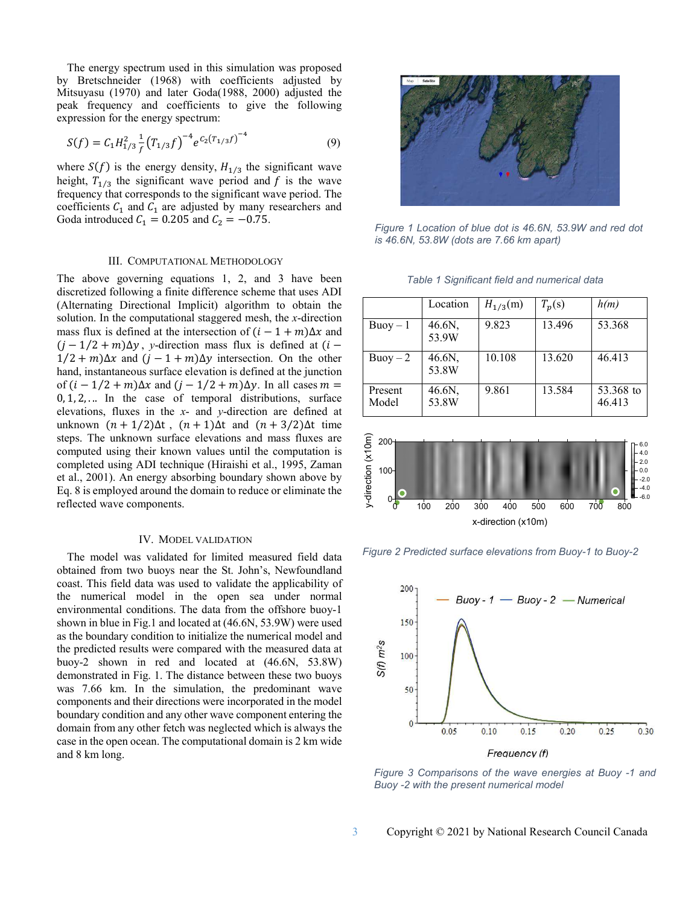The energy spectrum used in this simulation was proposed by Bretschneider (1968) with coefficients adjusted by Mitsuyasu (1970) and later Goda(1988, 2000) adjusted the peak frequency and coefficients to give the following expression for the energy spectrum:

$$S(f) = C_1 H_{1/3}^2 \frac{1}{f} \left(T_{1/3} f\right)^{-4} e^{C_2 \left(T_{1/3} f\right)^{-4}} \tag{9}$$

where $S(f)$ is the energy density, $H_{1/3}$ the significant wave height, $T_{1/3}$ the significant wave period and $f$ is the wave frequency that corresponds to the significant wave period. The coefficients $C_1$ and $C_1$ are adjusted by many researchers and Goda introduced $C_1 = 0.205$ and $C_2 = -0.75$.

## III. Computational Methodology

The above governing equations 1, 2, and 3 have been discretized following a finite difference scheme that uses ADI (Alternating Directional Implicit) algorithm to obtain the solution. In the computational staggered mesh, the *x*-direction mass flux is defined at the intersection of $(i-1+m)\Delta x$ and $(j-1/2+m)\Delta y$, *y*-direction mass flux is defined at $(i-1/2+m)\Delta x$ and $(j-1+m)\Delta y$ intersection. On the other hand, instantaneous surface elevation is defined at the junction of $(i-1/2+m)\Delta x$ and $(j-1/2+m)\Delta y$. In all cases $m = 0, 1, 2, \ldots$ In the case of temporal distributions, surface elevations, fluxes in the *x*- and *y*-direction are defined at unknown $(n+1/2)\Delta t$, $(n+1)\Delta t$ and $(n+3/2)\Delta t$ time steps. The unknown surface elevations and mass fluxes are computed using their known values until the computation is completed using ADI technique (Hiraishi et al., 1995, Zaman et al., 2001). An energy absorbing boundary shown above by Eq. 8 is employed around the domain to reduce or eliminate the reflected wave components.

## IV. Model Validation

The model was validated for limited measured field data obtained from two buoys near the St. John's, Newfoundland coast. This field data was used to validate the applicability of the numerical model in the open sea under normal environmental conditions. The data from the offshore buoy-1 shown in blue in Fig.1 and located at (46.6N, 53.9W) were used as the boundary condition to initialize the numerical model and the predicted results were compared with the measured data at buoy-2 shown in red and located at (46.6N, 53.8W) demonstrated in Fig. 1. The distance between these two buoys was 7.66 km. In the simulation, the predominant wave components and their directions were incorporated in the model boundary condition and any other wave component entering the domain from any other fetch was neglected which is always the case in the open ocean. The computational domain is 2 km wide and 8 km long.

*Figure 1 Location of blue dot is 46.6N, 53.9W and red dot is 46.6N, 53.8W (dots are 7.66 km apart)*

*Table 1 Significant field and numerical data*

| | Location | $H_{1/3}$(m) | $T_p$(s) | *h(m)* |
|---|---|---|---|---|
| Buoy – 1 | 46.6N, 53.9W | 9.823 | 13.496 | 53.368 |
| Buoy – 2 | 46.6N, 53.8W | 10.108 | 13.620 | 46.413 |
| Present Model | 46.6N, 53.8W | 9.861 | 13.584 | 53.368 to 46.413 |

*Figure 2 Predicted surface elevations from Buoy-1 to Buoy-2*

*Figure 3 Comparisons of the wave energies at Buoy -1 and Buoy -2 with the present numerical model*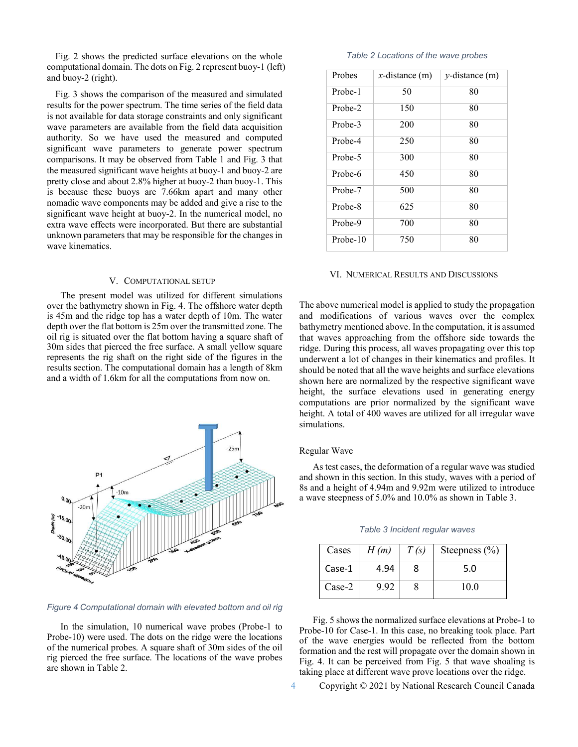Fig. 2 shows the predicted surface elevations on the whole computational domain. The dots on Fig. 2 represent buoy-1 (left) and buoy-2 (right).

Fig. 3 shows the comparison of the measured and simulated results for the power spectrum. The time series of the field data is not available for data storage constraints and only significant wave parameters are available from the field data acquisition authority. So we have used the measured and computed significant wave parameters to generate power spectrum comparisons. It may be observed from Table 1 and Fig. 3 that the measured significant wave heights at buoy-1 and buoy-2 are pretty close and about 2.8% higher at buoy-2 than buoy-1. This is because these buoys are 7.66km apart and many other nomadic wave components may be added and give a rise to the significant wave height at buoy-2. In the numerical model, no extra wave effects were incorporated. But there are substantial unknown parameters that may be responsible for the changes in wave kinematics.

## V. Computational Setup

The present model was utilized for different simulations over the bathymetry shown in Fig. 4. The offshore water depth is 45m and the ridge top has a water depth of 10m. The water depth over the flat bottom is 25m over the transmitted zone. The oil rig is situated over the flat bottom having a square shaft of 30m sides that pierced the free surface. A small yellow square represents the rig shaft on the right side of the figures in the results section. The computational domain has a length of 8km and a width of 1.6km for all the computations from now on.

*Figure 4 Computational domain with elevated bottom and oil rig*

In the simulation, 10 numerical wave probes (Probe-1 to Probe-10) were used. The dots on the ridge were the locations of the numerical probes. A square shaft of 30m sides of the oil rig pierced the free surface. The locations of the wave probes are shown in Table 2.

*Table 2 Locations of the wave probes*

| Probes | *x*-distance (m) | *y*-distance (m) |
|---|---|---|
| Probe-1 | 50 | 80 |
| Probe-2 | 150 | 80 |
| Probe-3 | 200 | 80 |
| Probe-4 | 250 | 80 |
| Probe-5 | 300 | 80 |
| Probe-6 | 450 | 80 |
| Probe-7 | 500 | 80 |
| Probe-8 | 625 | 80 |
| Probe-9 | 700 | 80 |
| Probe-10 | 750 | 80 |

## VI. Numerical Results and Discussions

The above numerical model is applied to study the propagation and modifications of various waves over the complex bathymetry mentioned above. In the computation, it is assumed that waves approaching from the offshore side towards the ridge. During this process, all waves propagating over this top underwent a lot of changes in their kinematics and profiles. It should be noted that all the wave heights and surface elevations shown here are normalized by the respective significant wave height, the surface elevations used in generating energy computations are prior normalized by the significant wave height. A total of 400 waves are utilized for all irregular wave simulations.

### Regular Wave

As test cases, the deformation of a regular wave was studied and shown in this section. In this study, waves with a period of 8s and a height of 4.94m and 9.92m were utilized to introduce a wave steepness of 5.0% and 10.0% as shown in Table 3.

*Table 3 Incident regular waves*

| Cases | *H (m)* | *T (s)* | Steepness (%) |
|---|---|---|---|
| Case-1 | 4.94 | 8 | 5.0 |
| Case-2 | 9.92 | 8 | 10.0 |

Fig. 5 shows the normalized surface elevations at Probe-1 to Probe-10 for Case-1. In this case, no breaking took place. Part of the wave energies would be reflected from the bottom formation and the rest will propagate over the domain shown in Fig. 4. It can be perceived from Fig. 5 that wave shoaling is taking place at different wave prove locations over the ridge.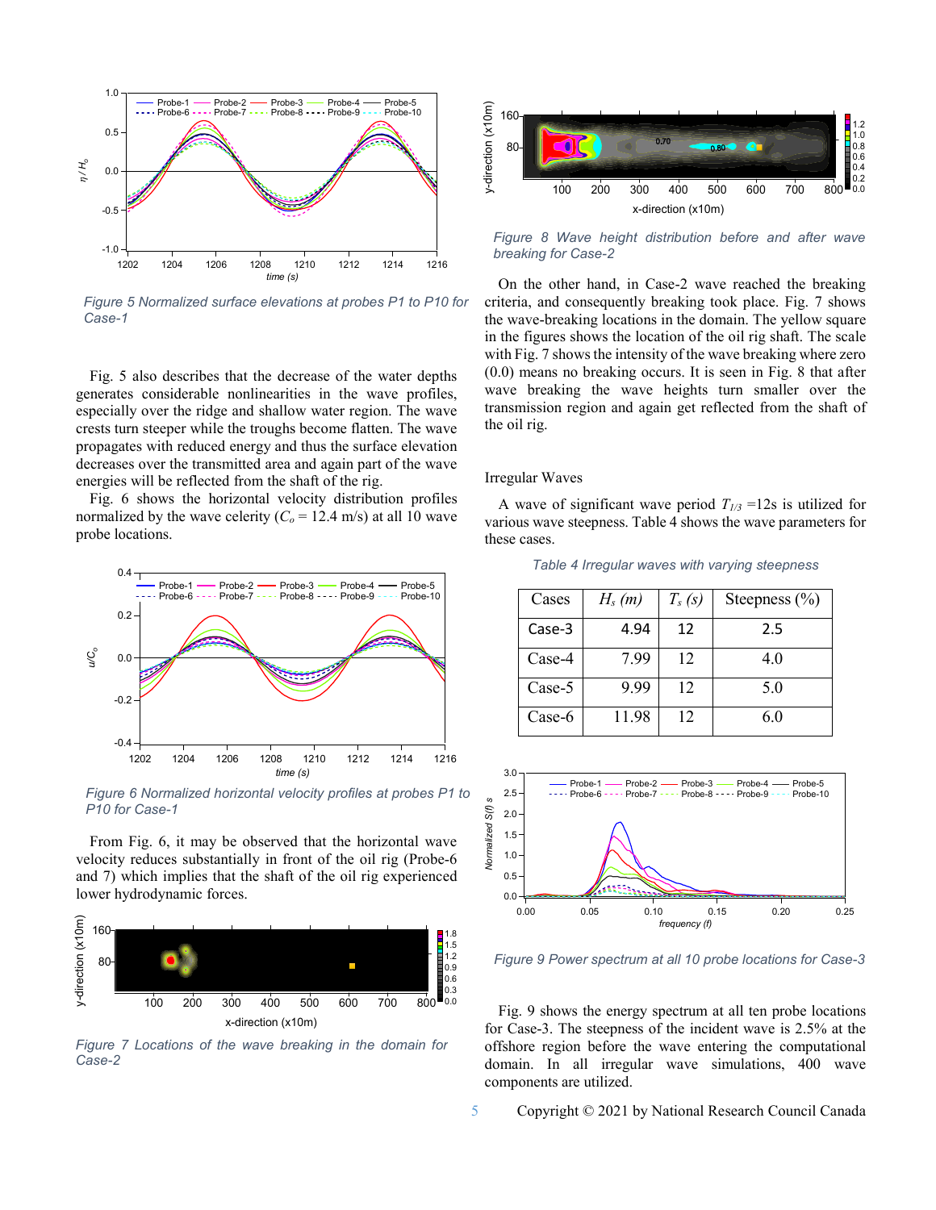Figure 5 Normalized surface elevations at probes P1 to P10 for Case-1

Fig. 5 also describes that the decrease of the water depths generates considerable nonlinearities in the wave profiles, especially over the ridge and shallow water region. The wave crests turn steeper while the troughs become flatten. The wave propagates with reduced energy and thus the surface elevation decreases over the transmitted area and again part of the wave energies will be reflected from the shaft of the rig.

Fig. 6 shows the horizontal velocity distribution profiles normalized by the wave celerity ($C_o$ = 12.4 m/s) at all 10 wave probe locations.

Figure 6 Normalized horizontal velocity profiles at probes P1 to P10 for Case-1

From Fig. 6, it may be observed that the horizontal wave velocity reduces substantially in front of the oil rig (Probe-6 and 7) which implies that the shaft of the oil rig experienced lower hydrodynamic forces.

Figure 7 Locations of the wave breaking in the domain for Case-2

Figure 8 Wave height distribution before and after wave breaking for Case-2

On the other hand, in Case-2 wave reached the breaking criteria, and consequently breaking took place. Fig. 7 shows the wave-breaking locations in the domain. The yellow square in the figures shows the location of the oil rig shaft. The scale with Fig. 7 shows the intensity of the wave breaking where zero (0.0) means no breaking occurs. It is seen in Fig. 8 that after wave breaking the wave heights turn smaller over the transmission region and again get reflected from the shaft of the oil rig.

## Irregular Waves

A wave of significant wave period $T_{1/3}$ =12s is utilized for various wave steepness. Table 4 shows the wave parameters for these cases.

Table 4 Irregular waves with varying steepness

| Cases | $H_s$ (m) | $T_s$ (s) | Steepness (%) |
|---|---|---|---|
| Case-3 | 4.94 | 12 | 2.5 |
| Case-4 | 7.99 | 12 | 4.0 |
| Case-5 | 9.99 | 12 | 5.0 |
| Case-6 | 11.98 | 12 | 6.0 |

Figure 9 Power spectrum at all 10 probe locations for Case-3

Fig. 9 shows the energy spectrum at all ten probe locations for Case-3. The steepness of the incident wave is 2.5% at the offshore region before the wave entering the computational domain. In all irregular wave simulations, 400 wave components are utilized.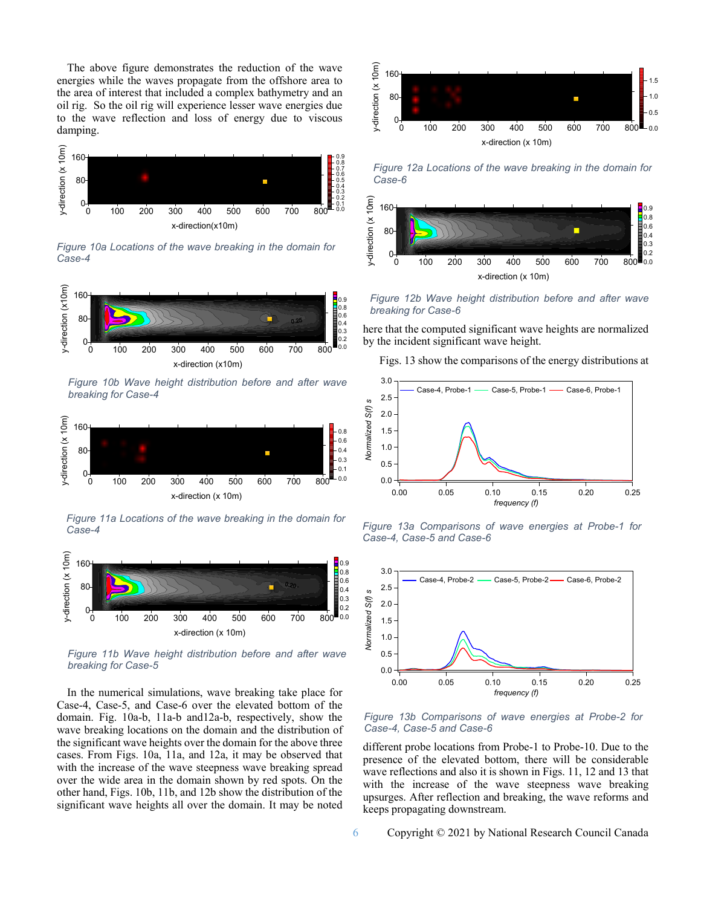The above figure demonstrates the reduction of the wave energies while the waves propagate from the offshore area to the area of interest that included a complex bathymetry and an oil rig. So the oil rig will experience lesser wave energies due to the wave reflection and loss of energy due to viscous damping.

*Figure 10a Locations of the wave breaking in the domain for Case-4*

*Figure 10b Wave height distribution before and after wave breaking for Case-4*

*Figure 11a Locations of the wave breaking in the domain for Case-4*

*Figure 11b Wave height distribution before and after wave breaking for Case-5*

In the numerical simulations, wave breaking take place for Case-4, Case-5, and Case-6 over the elevated bottom of the domain. Fig. 10a-b, 11a-b and12a-b, respectively, show the wave breaking locations on the domain and the distribution of the significant wave heights over the domain for the above three cases. From Figs. 10a, 11a, and 12a, it may be observed that with the increase of the wave steepness wave breaking spread over the wide area in the domain shown by red spots. On the other hand, Figs. 10b, 11b, and 12b show the distribution of the significant wave heights all over the domain. It may be noted here that the computed significant wave heights are normalized by the incident significant wave height.

*Figure 12a Locations of the wave breaking in the domain for Case-6*

*Figure 12b Wave height distribution before and after wave breaking for Case-6*

Figs. 13 show the comparisons of the energy distributions at different probe locations from Probe-1 to Probe-10. Due to the presence of the elevated bottom, there will be considerable wave reflections and also it is shown in Figs. 11, 12 and 13 that with the increase of the wave steepness wave breaking upsurges. After reflection and breaking, the wave reforms and keeps propagating downstream.

*Figure 13a Comparisons of wave energies at Probe-1 for Case-4, Case-5 and Case-6*

*Figure 13b Comparisons of wave energies at Probe-2 for Case-4, Case-5 and Case-6*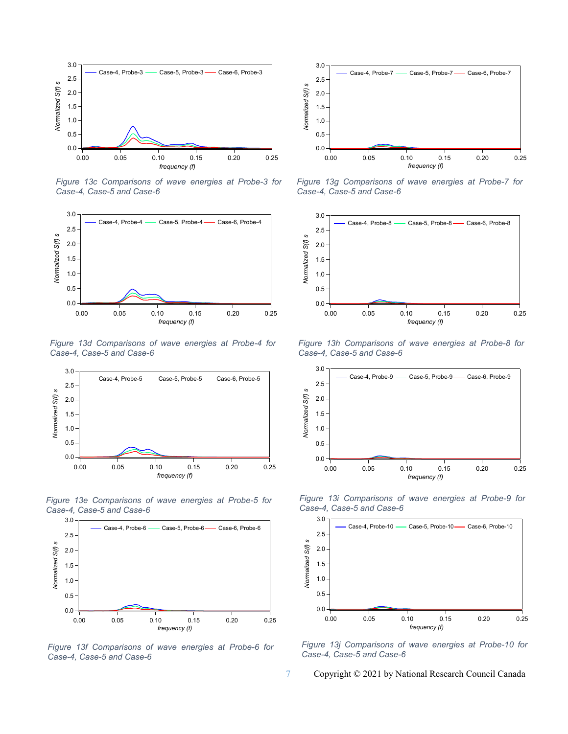Figure 13c Comparisons of wave energies at Probe-3 for Case-4, Case-5 and Case-6

Figure 13d Comparisons of wave energies at Probe-4 for Case-4, Case-5 and Case-6

Figure 13e Comparisons of wave energies at Probe-5 for Case-4, Case-5 and Case-6

Figure 13f Comparisons of wave energies at Probe-6 for Case-4, Case-5 and Case-6

Figure 13g Comparisons of wave energies at Probe-7 for Case-4, Case-5 and Case-6

Figure 13h Comparisons of wave energies at Probe-8 for Case-4, Case-5 and Case-6

Figure 13i Comparisons of wave energies at Probe-9 for Case-4, Case-5 and Case-6

Figure 13j Comparisons of wave energies at Probe-10 for Case-4, Case-5 and Case-6

Copyright © 2021 by National Research Council Canada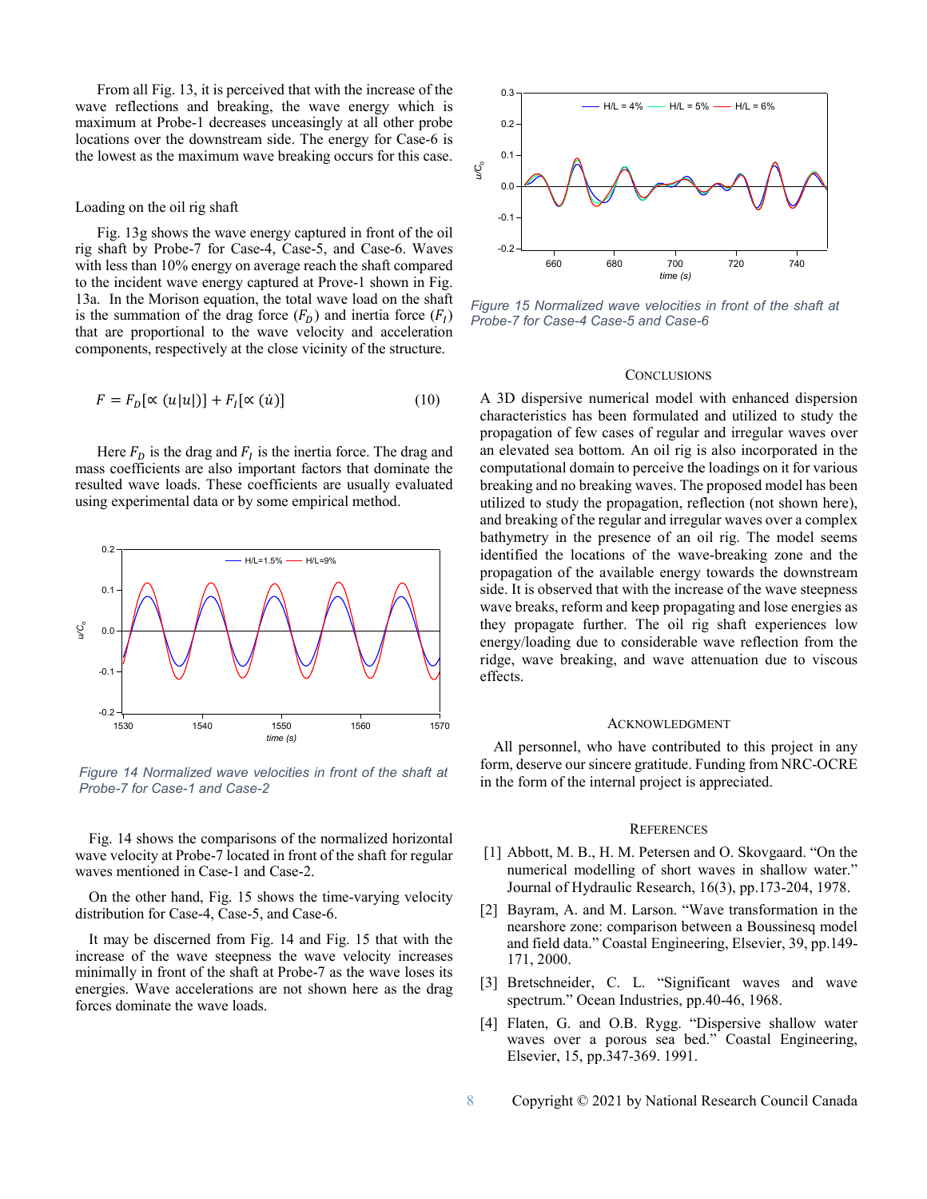From all Fig. 13, it is perceived that with the increase of the wave reflections and breaking, the wave energy which is maximum at Probe-1 decreases unceasingly at all other probe locations over the downstream side. The energy for Case-6 is the lowest as the maximum wave breaking occurs for this case.

### Loading on the oil rig shaft

Fig. 13g shows the wave energy captured in front of the oil rig shaft by Probe-7 for Case-4, Case-5, and Case-6. Waves with less than 10% energy on average reach the shaft compared to the incident wave energy captured at Prove-1 shown in Fig. 13a. In the Morison equation, the total wave load on the shaft is the summation of the drag force ($F_D$) and inertia force ($F_I$) that are proportional to the wave velocity and acceleration components, respectively at the close vicinity of the structure.

$$F = F_D[\propto (u|u|)] + F_I[\propto (\dot{u})] \tag{10}$$

Here $F_D$ is the drag and $F_I$ is the inertia force. The drag and mass coefficients are also important factors that dominate the resulted wave loads. These coefficients are usually evaluated using experimental data or by some empirical method.

*Figure 14 Normalized wave velocities in front of the shaft at Probe-7 for Case-1 and Case-2*

Fig. 14 shows the comparisons of the normalized horizontal wave velocity at Probe-7 located in front of the shaft for regular waves mentioned in Case-1 and Case-2.

On the other hand, Fig. 15 shows the time-varying velocity distribution for Case-4, Case-5, and Case-6.

It may be discerned from Fig. 14 and Fig. 15 that with the increase of the wave steepness the wave velocity increases minimally in front of the shaft at Probe-7 as the wave loses its energies. Wave accelerations are not shown here as the drag forces dominate the wave loads.

*Figure 15 Normalized wave velocities in front of the shaft at Probe-7 for Case-4 Case-5 and Case-6*

## Conclusions

A 3D dispersive numerical model with enhanced dispersion characteristics has been formulated and utilized to study the propagation of few cases of regular and irregular waves over an elevated sea bottom. An oil rig is also incorporated in the computational domain to perceive the loadings on it for various breaking and no breaking waves. The proposed model has been utilized to study the propagation, reflection (not shown here), and breaking of the regular and irregular waves over a complex bathymetry in the presence of an oil rig. The model seems identified the locations of the wave-breaking zone and the propagation of the available energy towards the downstream side. It is observed that with the increase of the wave steepness wave breaks, reform and keep propagating and lose energies as they propagate further. The oil rig shaft experiences low energy/loading due to considerable wave reflection from the ridge, wave breaking, and wave attenuation due to viscous effects.

## Acknowledgment

All personnel, who have contributed to this project in any form, deserve our sincere gratitude. Funding from NRC-OCRE in the form of the internal project is appreciated.

## References

[1] Abbott, M. B., H. M. Petersen and O. Skovgaard. "On the numerical modelling of short waves in shallow water." Journal of Hydraulic Research, 16(3), pp.173-204, 1978.

[2] Bayram, A. and M. Larson. "Wave transformation in the nearshore zone: comparison between a Boussinesq model and field data." Coastal Engineering, Elsevier, 39, pp.149-171, 2000.

[3] Bretschneider, C. L. "Significant waves and wave spectrum." Ocean Industries, pp.40-46, 1968.

[4] Flaten, G. and O.B. Rygg. "Dispersive shallow water waves over a porous sea bed." Coastal Engineering, Elsevier, 15, pp.347-369. 1991.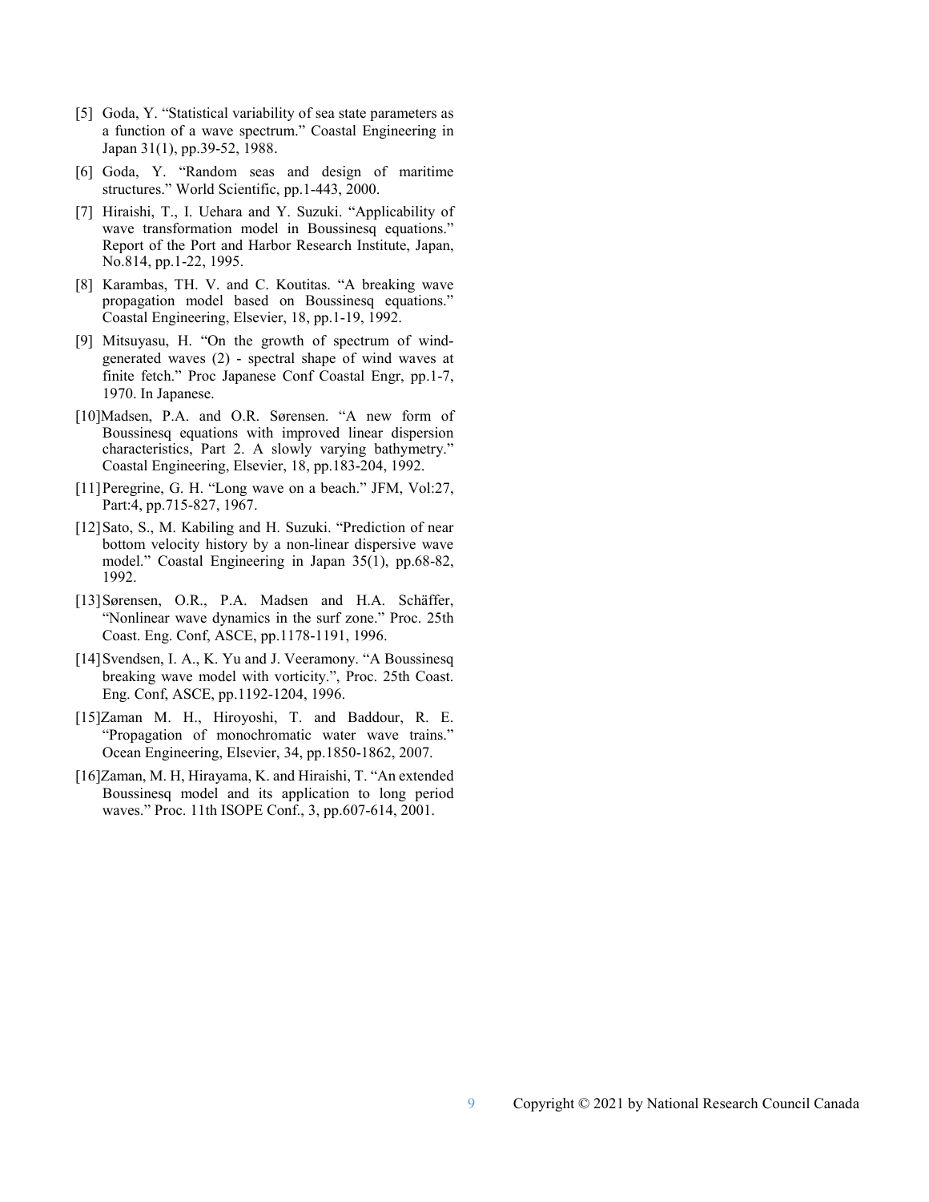[5] Goda, Y. "Statistical variability of sea state parameters as a function of a wave spectrum." Coastal Engineering in Japan 31(1), pp.39-52, 1988.

[6] Goda, Y. "Random seas and design of maritime structures." World Scientific, pp.1-443, 2000.

[7] Hiraishi, T., I. Uehara and Y. Suzuki. "Applicability of wave transformation model in Boussinesq equations." Report of the Port and Harbor Research Institute, Japan, No.814, pp.1-22, 1995.

[8] Karambas, TH. V. and C. Koutitas. "A breaking wave propagation model based on Boussinesq equations." Coastal Engineering, Elsevier, 18, pp.1-19, 1992.

[9] Mitsuyasu, H. "On the growth of spectrum of wind-generated waves (2) - spectral shape of wind waves at finite fetch." Proc Japanese Conf Coastal Engr, pp.1-7, 1970. In Japanese.

[10] Madsen, P.A. and O.R. Sørensen. "A new form of Boussinesq equations with improved linear dispersion characteristics, Part 2. A slowly varying bathymetry." Coastal Engineering, Elsevier, 18, pp.183-204, 1992.

[11] Peregrine, G. H. "Long wave on a beach." JFM, Vol:27, Part:4, pp.715-827, 1967.

[12] Sato, S., M. Kabiling and H. Suzuki. "Prediction of near bottom velocity history by a non-linear dispersive wave model." Coastal Engineering in Japan 35(1), pp.68-82, 1992.

[13] Sørensen, O.R., P.A. Madsen and H.A. Schäffer, "Nonlinear wave dynamics in the surf zone." Proc. 25th Coast. Eng. Conf, ASCE, pp.1178-1191, 1996.

[14] Svendsen, I. A., K. Yu and J. Veeramony. "A Boussinesq breaking wave model with vorticity.", Proc. 25th Coast. Eng. Conf, ASCE, pp.1192-1204, 1996.

[15] Zaman M. H., Hiroyoshi, T. and Baddour, R. E. "Propagation of monochromatic water wave trains." Ocean Engineering, Elsevier, 34, pp.1850-1862, 2007.

[16] Zaman, M. H, Hirayama, K. and Hiraishi, T. "An extended Boussinesq model and its application to long period waves." Proc. 11th ISOPE Conf., 3, pp.607-614, 2001.